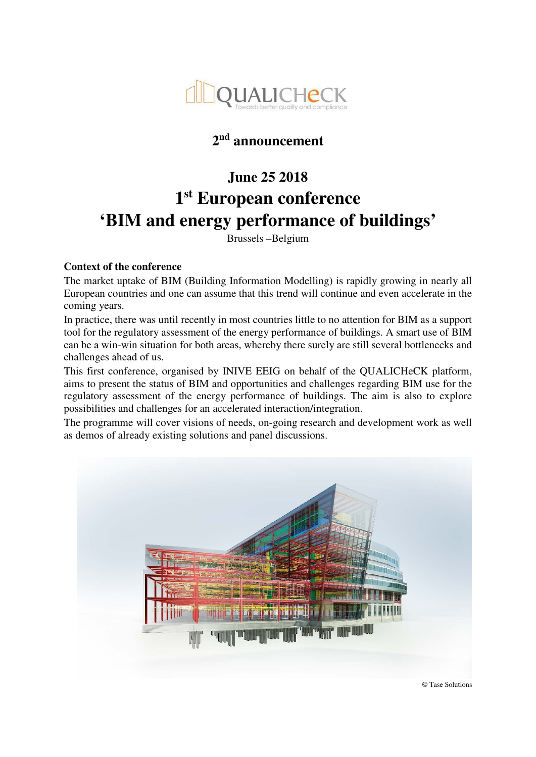QUALICHeCK
Towards better quality and compliance

## 2nd announcement

# June 25 2018
# 1st European conference
# 'BIM and energy performance of buildings'

Brussels –Belgium

**Context of the conference**

The market uptake of BIM (Building Information Modelling) is rapidly growing in nearly all European countries and one can assume that this trend will continue and even accelerate in the coming years.

In practice, there was until recently in most countries little to no attention for BIM as a support tool for the regulatory assessment of the energy performance of buildings. A smart use of BIM can be a win-win situation for both areas, whereby there surely are still several bottlenecks and challenges ahead of us.

This first conference, organised by INIVE EEIG on behalf of the QUALICHeCK platform, aims to present the status of BIM and opportunities and challenges regarding BIM use for the regulatory assessment of the energy performance of buildings. The aim is also to explore possibilities and challenges for an accelerated interaction/integration.

The programme will cover visions of needs, on-going research and development work as well as demos of already existing solutions and panel discussions.

© Tase Solutions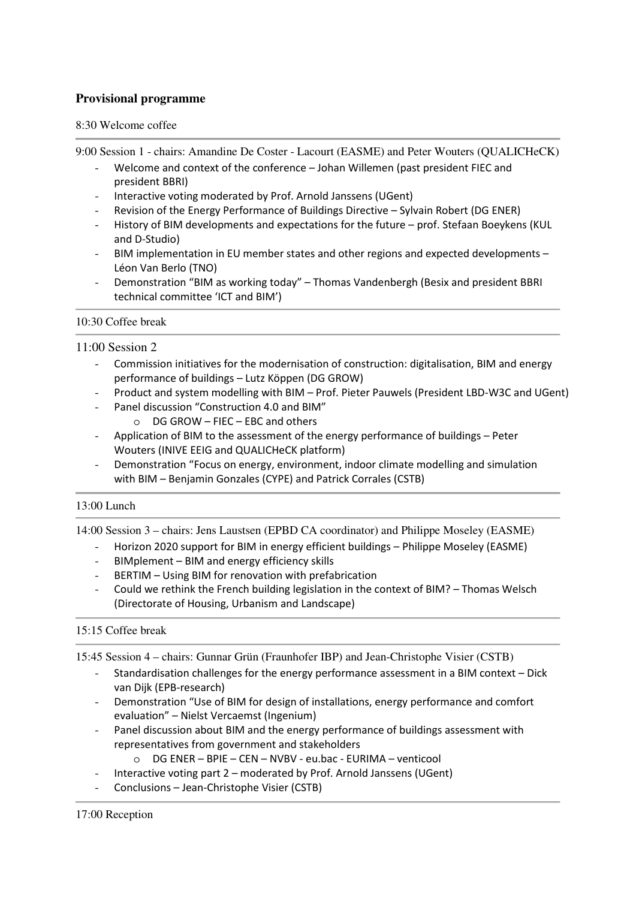## Provisional programme

8:30 Welcome coffee

---

9:00 Session 1 - chairs: Amandine De Coster - Lacourt (EASME) and Peter Wouters (QUALICHeCK)

- Welcome and context of the conference – Johan Willemen (past president FIEC and president BBRI)
- Interactive voting moderated by Prof. Arnold Janssens (UGent)
- Revision of the Energy Performance of Buildings Directive – Sylvain Robert (DG ENER)
- History of BIM developments and expectations for the future – prof. Stefaan Boeykens (KUL and D-Studio)
- BIM implementation in EU member states and other regions and expected developments – Léon Van Berlo (TNO)
- Demonstration "BIM as working today" – Thomas Vandenbergh (Besix and president BBRI technical committee 'ICT and BIM')

---

10:30 Coffee break

---

11:00 Session 2

- Commission initiatives for the modernisation of construction: digitalisation, BIM and energy performance of buildings – Lutz Köppen (DG GROW)
- Product and system modelling with BIM – Prof. Pieter Pauwels (President LBD-W3C and UGent)
- Panel discussion "Construction 4.0 and BIM"
  - DG GROW – FIEC – EBC and others
- Application of BIM to the assessment of the energy performance of buildings – Peter Wouters (INIVE EEIG and QUALICHeCK platform)
- Demonstration "Focus on energy, environment, indoor climate modelling and simulation with BIM – Benjamin Gonzales (CYPE) and Patrick Corrales (CSTB)

---

13:00 Lunch

---

14:00 Session 3 – chairs: Jens Laustsen (EPBD CA coordinator) and Philippe Moseley (EASME)

- Horizon 2020 support for BIM in energy efficient buildings – Philippe Moseley (EASME)
- BIMplement – BIM and energy efficiency skills
- BERTIM – Using BIM for renovation with prefabrication
- Could we rethink the French building legislation in the context of BIM? – Thomas Welsch (Directorate of Housing, Urbanism and Landscape)

---

15:15 Coffee break

---

15:45 Session 4 – chairs: Gunnar Grün (Fraunhofer IBP) and Jean-Christophe Visier (CSTB)

- Standardisation challenges for the energy performance assessment in a BIM context – Dick van Dijk (EPB-research)
- Demonstration "Use of BIM for design of installations, energy performance and comfort evaluation" – Nielst Vercaemst (Ingenium)
- Panel discussion about BIM and the energy performance of buildings assessment with representatives from government and stakeholders
  - DG ENER – BPIE – CEN – NVBV - eu.bac - EURIMA – venticool
- Interactive voting part 2 – moderated by Prof. Arnold Janssens (UGent)
- Conclusions – Jean-Christophe Visier (CSTB)

---

17:00 Reception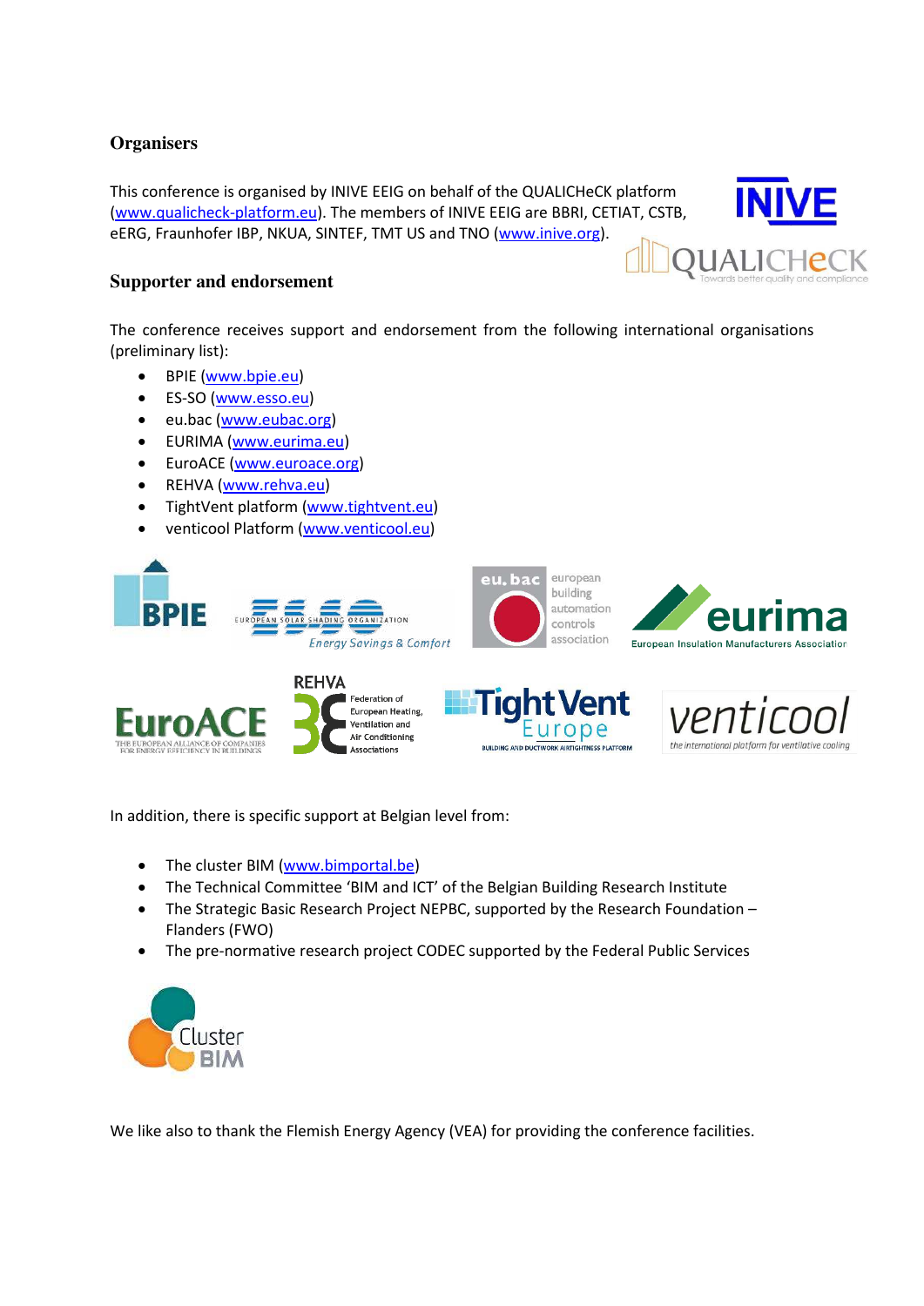## Organisers

This conference is organised by INIVE EEIG on behalf of the QUALICHeCK platform (www.qualicheck-platform.eu). The members of INIVE EEIG are BBRI, CETIAT, CSTB, eERG, Fraunhofer IBP, NKUA, SINTEF, TMT US and TNO (www.inive.org).

## Supporter and endorsement

The conference receives support and endorsement from the following international organisations (preliminary list):

- BPIE (www.bpie.eu)
- ES-SO (www.esso.eu)
- eu.bac (www.eubac.org)
- EURIMA (www.eurima.eu)
- EuroACE (www.euroace.org)
- REHVA (www.rehva.eu)
- TightVent platform (www.tightvent.eu)
- venticool Platform (www.venticool.eu)

In addition, there is specific support at Belgian level from:

- The cluster BIM (www.bimportal.be)
- The Technical Committee 'BIM and ICT' of the Belgian Building Research Institute
- The Strategic Basic Research Project NEPBC, supported by the Research Foundation – Flanders (FWO)
- The pre-normative research project CODEC supported by the Federal Public Services

We like also to thank the Flemish Energy Agency (VEA) for providing the conference facilities.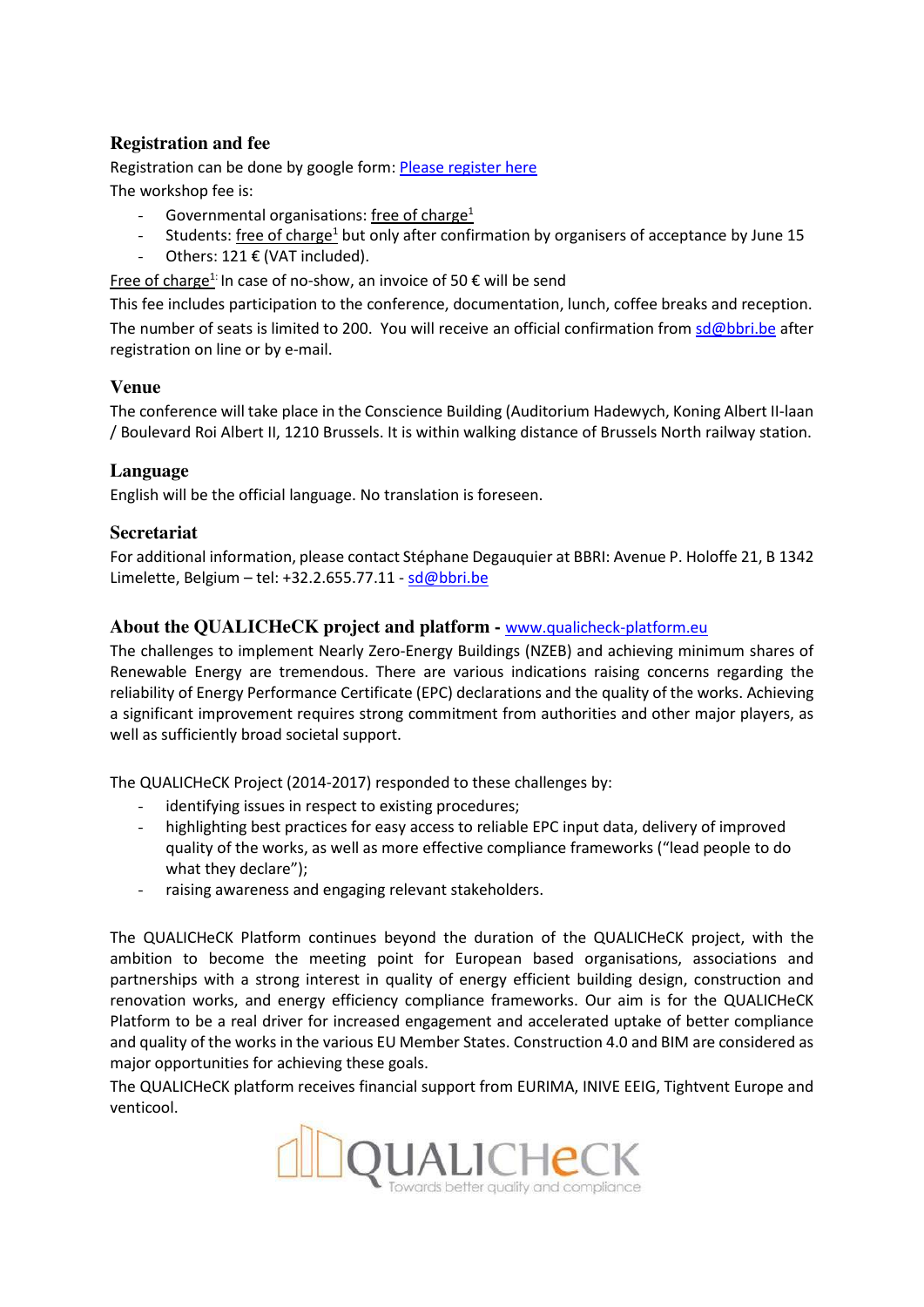## Registration and fee

Registration can be done by google form: Please register here

The workshop fee is:

- Governmental organisations: free of charge[1]
- Students: free of charge[1] but only after confirmation by organisers of acceptance by June 15
- Others: 121 € (VAT included).

Free of charge[1]: In case of no-show, an invoice of 50 € will be send

This fee includes participation to the conference, documentation, lunch, coffee breaks and reception.

The number of seats is limited to 200. You will receive an official confirmation from sd@bbri.be after registration on line or by e-mail.

## Venue

The conference will take place in the Conscience Building (Auditorium Hadewych, Koning Albert II-laan / Boulevard Roi Albert II, 1210 Brussels. It is within walking distance of Brussels North railway station.

## Language

English will be the official language. No translation is foreseen.

## Secretariat

For additional information, please contact Stéphane Degauquier at BBRI: Avenue P. Holoffe 21, B 1342 Limelette, Belgium – tel: +32.2.655.77.11 - sd@bbri.be

## About the QUALICHeCK project and platform - www.qualicheck-platform.eu

The challenges to implement Nearly Zero-Energy Buildings (NZEB) and achieving minimum shares of Renewable Energy are tremendous. There are various indications raising concerns regarding the reliability of Energy Performance Certificate (EPC) declarations and the quality of the works. Achieving a significant improvement requires strong commitment from authorities and other major players, as well as sufficiently broad societal support.

The QUALICHeCK Project (2014-2017) responded to these challenges by:

- identifying issues in respect to existing procedures;
- highlighting best practices for easy access to reliable EPC input data, delivery of improved quality of the works, as well as more effective compliance frameworks ("lead people to do what they declare");
- raising awareness and engaging relevant stakeholders.

The QUALICHeCK Platform continues beyond the duration of the QUALICHeCK project, with the ambition to become the meeting point for European based organisations, associations and partnerships with a strong interest in quality of energy efficient building design, construction and renovation works, and energy efficiency compliance frameworks. Our aim is for the QUALICHeCK Platform to be a real driver for increased engagement and accelerated uptake of better compliance and quality of the works in the various EU Member States. Construction 4.0 and BIM are considered as major opportunities for achieving these goals.

The QUALICHeCK platform receives financial support from EURIMA, INIVE EEIG, Tightvent Europe and venticool.

QUALICHeCK
Towards better quality and compliance